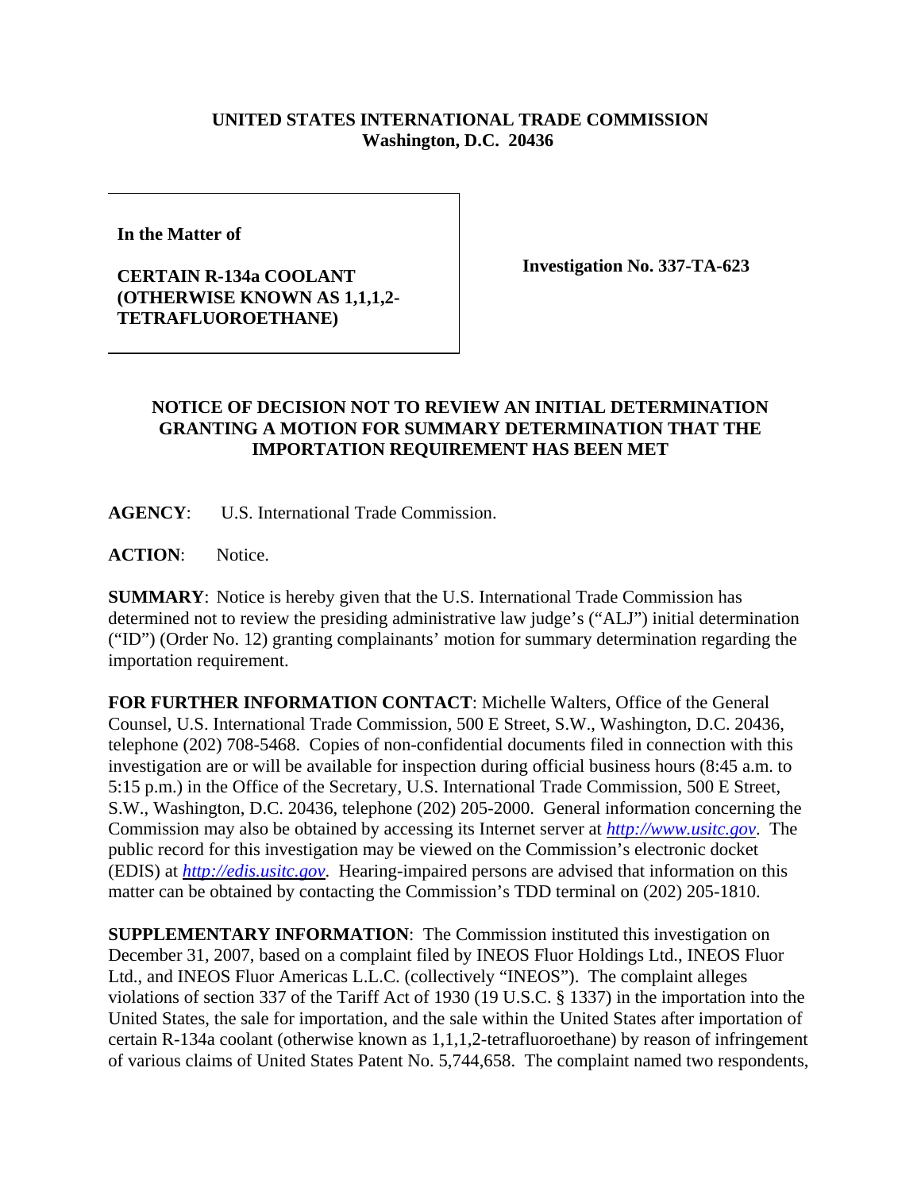**UNITED STATES INTERNATIONAL TRADE COMMISSION**
**Washington, D.C. 20436**

| **In the Matter of** **CERTAIN R-134a COOLANT (OTHERWISE KNOWN AS 1,1,1,2-TETRAFLUOROETHANE)** | **Investigation No. 337-TA-623** |
|---|---|

**NOTICE OF DECISION NOT TO REVIEW AN INITIAL DETERMINATION GRANTING A MOTION FOR SUMMARY DETERMINATION THAT THE IMPORTATION REQUIREMENT HAS BEEN MET**

**AGENCY**: U.S. International Trade Commission.

**ACTION**: Notice.

**SUMMARY**: Notice is hereby given that the U.S. International Trade Commission has determined not to review the presiding administrative law judge's ("ALJ") initial determination ("ID") (Order No. 12) granting complainants' motion for summary determination regarding the importation requirement.

**FOR FURTHER INFORMATION CONTACT**: Michelle Walters, Office of the General Counsel, U.S. International Trade Commission, 500 E Street, S.W., Washington, D.C. 20436, telephone (202) 708-5468. Copies of non-confidential documents filed in connection with this investigation are or will be available for inspection during official business hours (8:45 a.m. to 5:15 p.m.) in the Office of the Secretary, U.S. International Trade Commission, 500 E Street, S.W., Washington, D.C. 20436, telephone (202) 205-2000. General information concerning the Commission may also be obtained by accessing its Internet server at *http://www.usitc.gov*. The public record for this investigation may be viewed on the Commission's electronic docket (EDIS) at *http://edis.usitc.gov*. Hearing-impaired persons are advised that information on this matter can be obtained by contacting the Commission's TDD terminal on (202) 205-1810.

**SUPPLEMENTARY INFORMATION**: The Commission instituted this investigation on December 31, 2007, based on a complaint filed by INEOS Fluor Holdings Ltd., INEOS Fluor Ltd., and INEOS Fluor Americas L.L.C. (collectively "INEOS"). The complaint alleges violations of section 337 of the Tariff Act of 1930 (19 U.S.C. § 1337) in the importation into the United States, the sale for importation, and the sale within the United States after importation of certain R-134a coolant (otherwise known as 1,1,1,2-tetrafluoroethane) by reason of infringement of various claims of United States Patent No. 5,744,658. The complaint named two respondents,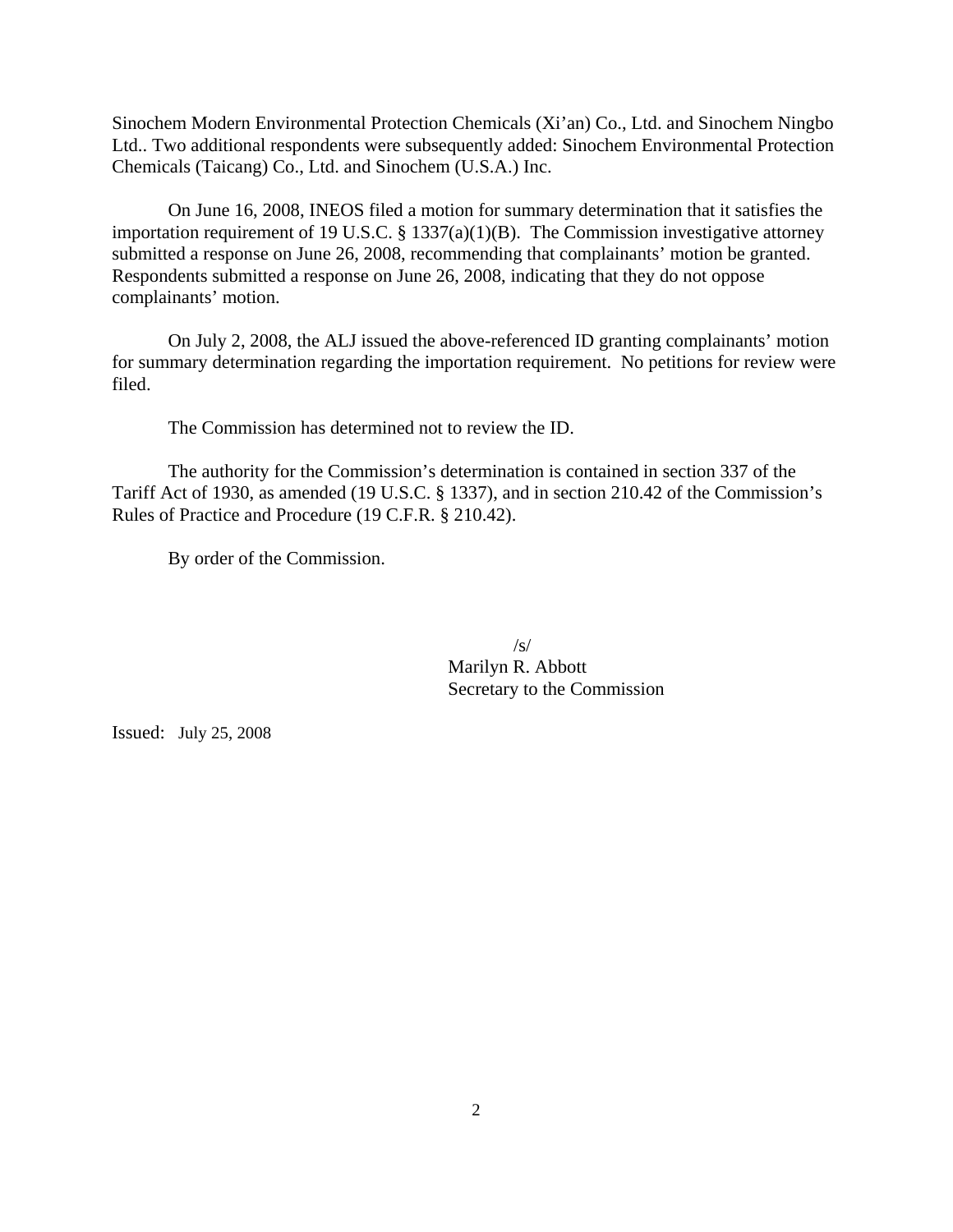Sinochem Modern Environmental Protection Chemicals (Xi'an) Co., Ltd. and Sinochem Ningbo Ltd.. Two additional respondents were subsequently added: Sinochem Environmental Protection Chemicals (Taicang) Co., Ltd. and Sinochem (U.S.A.) Inc.

On June 16, 2008, INEOS filed a motion for summary determination that it satisfies the importation requirement of 19 U.S.C. § 1337(a)(1)(B). The Commission investigative attorney submitted a response on June 26, 2008, recommending that complainants' motion be granted. Respondents submitted a response on June 26, 2008, indicating that they do not oppose complainants' motion.

On July 2, 2008, the ALJ issued the above-referenced ID granting complainants' motion for summary determination regarding the importation requirement. No petitions for review were filed.

The Commission has determined not to review the ID.

The authority for the Commission's determination is contained in section 337 of the Tariff Act of 1930, as amended (19 U.S.C. § 1337), and in section 210.42 of the Commission's Rules of Practice and Procedure (19 C.F.R. § 210.42).

By order of the Commission.

/s/
Marilyn R. Abbott
Secretary to the Commission

Issued: July 25, 2008